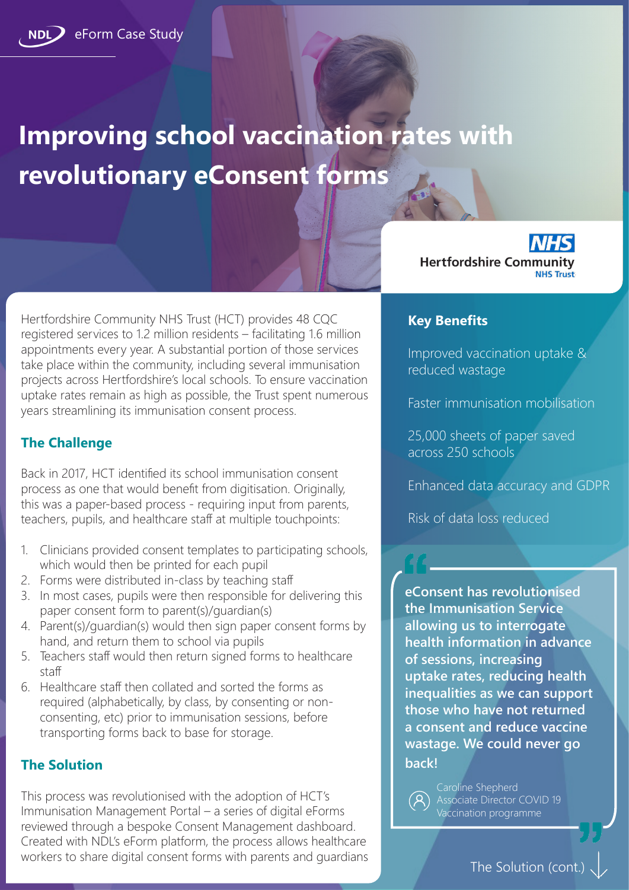NDL eForm Case Study

# Improving school vaccination rates with revolutionary eConsent forms

NHS Hertfordshire Community NHS Trust

Hertfordshire Community NHS Trust (HCT) provides 48 CQC registered services to 1.2 million residents – facilitating 1.6 million appointments every year. A substantial portion of those services take place within the community, including several immunisation projects across Hertfordshire's local schools. To ensure vaccination uptake rates remain as high as possible, the Trust spent numerous years streamlining its immunisation consent process.

## The Challenge

Back in 2017, HCT identified its school immunisation consent process as one that would benefit from digitisation. Originally, this was a paper-based process - requiring input from parents, teachers, pupils, and healthcare staff at multiple touchpoints:

1. Clinicians provided consent templates to participating schools, which would then be printed for each pupil
2. Forms were distributed in-class by teaching staff
3. In most cases, pupils were then responsible for delivering this paper consent form to parent(s)/guardian(s)
4. Parent(s)/guardian(s) would then sign paper consent forms by hand, and return them to school via pupils
5. Teachers staff would then return signed forms to healthcare staff
6. Healthcare staff then collated and sorted the forms as required (alphabetically, by class, by consenting or non-consenting, etc) prior to immunisation sessions, before transporting forms back to base for storage.

## The Solution

This process was revolutionised with the adoption of HCT's Immunisation Management Portal – a series of digital eForms reviewed through a bespoke Consent Management dashboard. Created with NDL's eForm platform, the process allows healthcare workers to share digital consent forms with parents and guardians

## Key Benefits

Improved vaccination uptake & reduced wastage

Faster immunisation mobilisation

25,000 sheets of paper saved across 250 schools

Enhanced data accuracy and GDPR

Risk of data loss reduced

> **eConsent has revolutionised the Immunisation Service allowing us to interrogate health information in advance of sessions, increasing uptake rates, reducing health inequalities as we can support those who have not returned a consent and reduce vaccine wastage. We could never go back!**
>
> Caroline Shepherd
> Associate Director COVID 19 Vaccination programme

The Solution (cont.)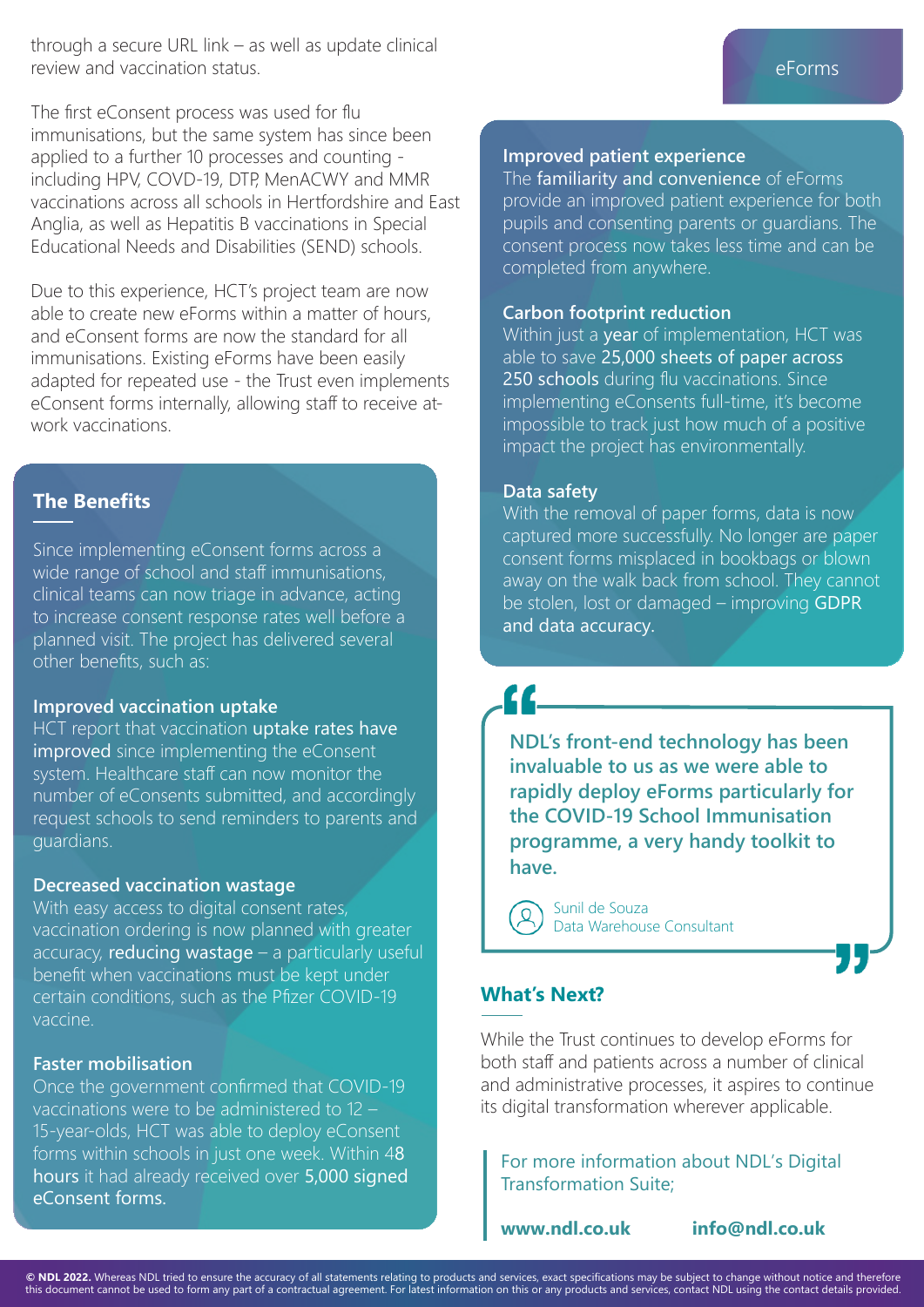through a secure URL link – as well as update clinical review and vaccination status.

The first eConsent process was used for flu immunisations, but the same system has since been applied to a further 10 processes and counting - including HPV, COVD-19, DTP, MenACWY and MMR vaccinations across all schools in Hertfordshire and East Anglia, as well as Hepatitis B vaccinations in Special Educational Needs and Disabilities (SEND) schools.

Due to this experience, HCT's project team are now able to create new eForms within a matter of hours, and eConsent forms are now the standard for all immunisations. Existing eForms have been easily adapted for repeated use - the Trust even implements eConsent forms internally, allowing staff to receive at-work vaccinations.

## The Benefits

Since implementing eConsent forms across a wide range of school and staff immunisations, clinical teams can now triage in advance, acting to increase consent response rates well before a planned visit. The project has delivered several other benefits, such as:

### Improved vaccination uptake

HCT report that vaccination **uptake rates have improved** since implementing the eConsent system. Healthcare staff can now monitor the number of eConsents submitted, and accordingly request schools to send reminders to parents and guardians.

### Decreased vaccination wastage

With easy access to digital consent rates, vaccination ordering is now planned with greater accuracy, **reducing wastage** – a particularly useful benefit when vaccinations must be kept under certain conditions, such as the Pfizer COVID-19 vaccine.

### Faster mobilisation

Once the government confirmed that COVID-19 vaccinations were to be administered to 12 – 15-year-olds, HCT was able to deploy eConsent forms within schools in just one week. Within **48 hours** it had already received over **5,000 signed eConsent forms.**

### Improved patient experience

The **familiarity and convenience** of eForms provide an improved patient experience for both pupils and consenting parents or guardians. The consent process now takes less time and can be completed from anywhere.

### Carbon footprint reduction

Within just a **year** of implementation, HCT was able to save **25,000 sheets of paper across 250 schools** during flu vaccinations. Since implementing eConsents full-time, it's become impossible to track just how much of a positive impact the project has environmentally.

### Data safety

With the removal of paper forms, data is now captured more successfully. No longer are paper consent forms misplaced in bookbags or blown away on the walk back from school. They cannot be stolen, lost or damaged – improving **GDPR and data accuracy.**

> **"NDL's front-end technology has been invaluable to us as we were able to rapidly deploy eForms particularly for the COVID-19 School Immunisation programme, a very handy toolkit to have."**
>
> Sunil de Souza
> Data Warehouse Consultant

## What's Next?

While the Trust continues to develop eForms for both staff and patients across a number of clinical and administrative processes, it aspires to continue its digital transformation wherever applicable.

For more information about NDL's Digital Transformation Suite;

**www.ndl.co.uk** **info@ndl.co.uk**

**© NDL 2022.** Whereas NDL tried to ensure the accuracy of all statements relating to products and services, exact specifications may be subject to change without notice and therefore this document cannot be used to form any part of a contractual agreement. For latest information on this or any products and services, contact NDL using the contact details provided.